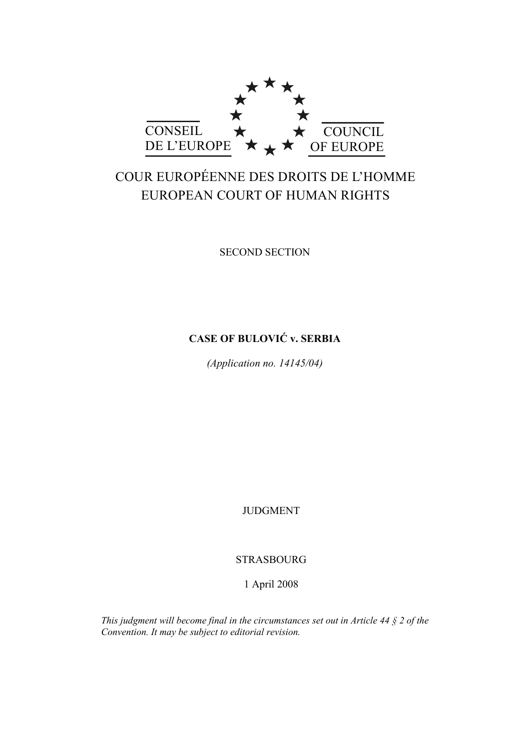CONSEIL DE L'EUROPE

COUNCIL OF EUROPE

# COUR EUROPÉENNE DES DROITS DE L'HOMME
# EUROPEAN COURT OF HUMAN RIGHTS

SECOND SECTION

**CASE OF BULOVIĆ v. SERBIA**

*(Application no. 14145/04)*

JUDGMENT

STRASBOURG

1 April 2008

*This judgment will become final in the circumstances set out in Article 44 § 2 of the Convention. It may be subject to editorial revision.*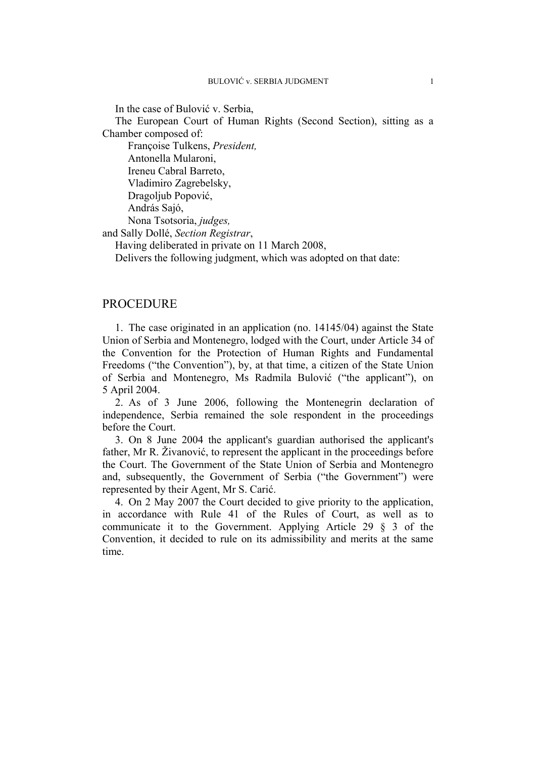In the case of Bulović v. Serbia,

The European Court of Human Rights (Second Section), sitting as a Chamber composed of:

Françoise Tulkens, *President,*
Antonella Mularoni,
Ireneu Cabral Barreto,
Vladimiro Zagrebelsky,
Dragoljub Popović,
András Sajó,
Nona Tsotsoria, *judges,*

and Sally Dollé, *Section Registrar*,

Having deliberated in private on 11 March 2008,

Delivers the following judgment, which was adopted on that date:

## PROCEDURE

1. The case originated in an application (no. 14145/04) against the State Union of Serbia and Montenegro, lodged with the Court, under Article 34 of the Convention for the Protection of Human Rights and Fundamental Freedoms ("the Convention"), by, at that time, a citizen of the State Union of Serbia and Montenegro, Ms Radmila Bulović ("the applicant"), on 5 April 2004.

2. As of 3 June 2006, following the Montenegrin declaration of independence, Serbia remained the sole respondent in the proceedings before the Court.

3. On 8 June 2004 the applicant's guardian authorised the applicant's father, Mr R. Živanović, to represent the applicant in the proceedings before the Court. The Government of the State Union of Serbia and Montenegro and, subsequently, the Government of Serbia ("the Government") were represented by their Agent, Mr S. Carić.

4. On 2 May 2007 the Court decided to give priority to the application, in accordance with Rule 41 of the Rules of Court, as well as to communicate it to the Government. Applying Article 29 § 3 of the Convention, it decided to rule on its admissibility and merits at the same time.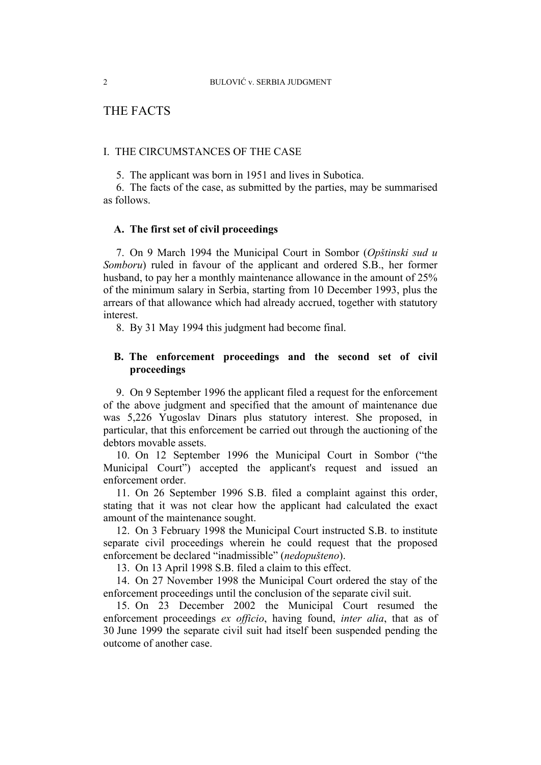# THE FACTS

## I. THE CIRCUMSTANCES OF THE CASE

5. The applicant was born in 1951 and lives in Subotica.

6. The facts of the case, as submitted by the parties, may be summarised as follows.

### A. The first set of civil proceedings

7. On 9 March 1994 the Municipal Court in Sombor (*Opštinski sud u Somboru*) ruled in favour of the applicant and ordered S.B., her former husband, to pay her a monthly maintenance allowance in the amount of 25% of the minimum salary in Serbia, starting from 10 December 1993, plus the arrears of that allowance which had already accrued, together with statutory interest.

8. By 31 May 1994 this judgment had become final.

### B. The enforcement proceedings and the second set of civil proceedings

9. On 9 September 1996 the applicant filed a request for the enforcement of the above judgment and specified that the amount of maintenance due was 5,226 Yugoslav Dinars plus statutory interest. She proposed, in particular, that this enforcement be carried out through the auctioning of the debtors movable assets.

10. On 12 September 1996 the Municipal Court in Sombor ("the Municipal Court") accepted the applicant's request and issued an enforcement order.

11. On 26 September 1996 S.B. filed a complaint against this order, stating that it was not clear how the applicant had calculated the exact amount of the maintenance sought.

12. On 3 February 1998 the Municipal Court instructed S.B. to institute separate civil proceedings wherein he could request that the proposed enforcement be declared "inadmissible" (*nedopušteno*).

13. On 13 April 1998 S.B. filed a claim to this effect.

14. On 27 November 1998 the Municipal Court ordered the stay of the enforcement proceedings until the conclusion of the separate civil suit.

15. On 23 December 2002 the Municipal Court resumed the enforcement proceedings *ex officio*, having found, *inter alia*, that as of 30 June 1999 the separate civil suit had itself been suspended pending the outcome of another case.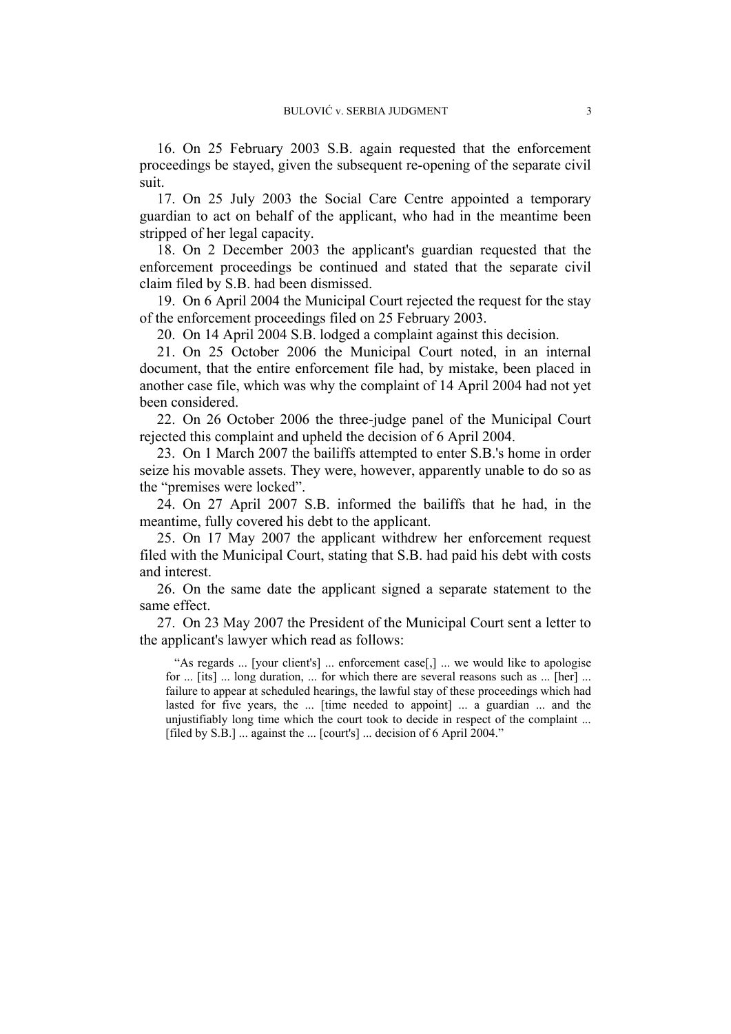16. On 25 February 2003 S.B. again requested that the enforcement proceedings be stayed, given the subsequent re-opening of the separate civil suit.

17. On 25 July 2003 the Social Care Centre appointed a temporary guardian to act on behalf of the applicant, who had in the meantime been stripped of her legal capacity.

18. On 2 December 2003 the applicant's guardian requested that the enforcement proceedings be continued and stated that the separate civil claim filed by S.B. had been dismissed.

19. On 6 April 2004 the Municipal Court rejected the request for the stay of the enforcement proceedings filed on 25 February 2003.

20. On 14 April 2004 S.B. lodged a complaint against this decision.

21. On 25 October 2006 the Municipal Court noted, in an internal document, that the entire enforcement file had, by mistake, been placed in another case file, which was why the complaint of 14 April 2004 had not yet been considered.

22. On 26 October 2006 the three-judge panel of the Municipal Court rejected this complaint and upheld the decision of 6 April 2004.

23. On 1 March 2007 the bailiffs attempted to enter S.B.'s home in order seize his movable assets. They were, however, apparently unable to do so as the "premises were locked".

24. On 27 April 2007 S.B. informed the bailiffs that he had, in the meantime, fully covered his debt to the applicant.

25. On 17 May 2007 the applicant withdrew her enforcement request filed with the Municipal Court, stating that S.B. had paid his debt with costs and interest.

26. On the same date the applicant signed a separate statement to the same effect.

27. On 23 May 2007 the President of the Municipal Court sent a letter to the applicant's lawyer which read as follows:

> "As regards ... [your client's] ... enforcement case[,] ... we would like to apologise for ... [its] ... long duration, ... for which there are several reasons such as ... [her] ... failure to appear at scheduled hearings, the lawful stay of these proceedings which had lasted for five years, the ... [time needed to appoint] ... a guardian ... and the unjustifiably long time which the court took to decide in respect of the complaint ... [filed by S.B.] ... against the ... [court's] ... decision of 6 April 2004."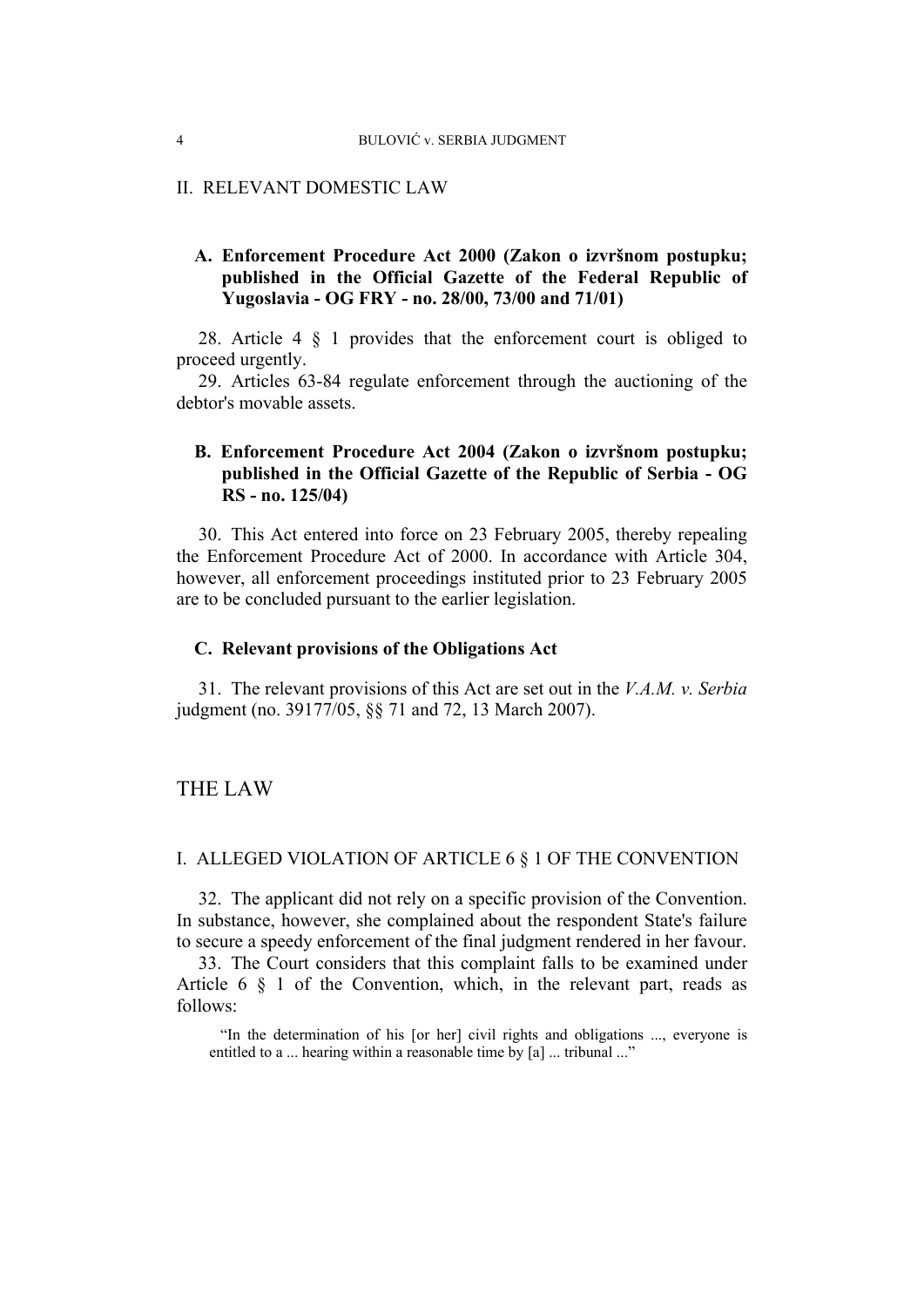## II. RELEVANT DOMESTIC LAW

### A. Enforcement Procedure Act 2000 (Zakon o izvršnom postupku; published in the Official Gazette of the Federal Republic of Yugoslavia - OG FRY - no. 28/00, 73/00 and 71/01)

28. Article 4 § 1 provides that the enforcement court is obliged to proceed urgently.

29. Articles 63-84 regulate enforcement through the auctioning of the debtor's movable assets.

### B. Enforcement Procedure Act 2004 (Zakon o izvršnom postupku; published in the Official Gazette of the Republic of Serbia - OG RS - no. 125/04)

30. This Act entered into force on 23 February 2005, thereby repealing the Enforcement Procedure Act of 2000. In accordance with Article 304, however, all enforcement proceedings instituted prior to 23 February 2005 are to be concluded pursuant to the earlier legislation.

### C. Relevant provisions of the Obligations Act

31. The relevant provisions of this Act are set out in the *V.A.M. v. Serbia* judgment (no. 39177/05, §§ 71 and 72, 13 March 2007).

# THE LAW

## I. ALLEGED VIOLATION OF ARTICLE 6 § 1 OF THE CONVENTION

32. The applicant did not rely on a specific provision of the Convention. In substance, however, she complained about the respondent State's failure to secure a speedy enforcement of the final judgment rendered in her favour.

33. The Court considers that this complaint falls to be examined under Article 6 § 1 of the Convention, which, in the relevant part, reads as follows:

> "In the determination of his [or her] civil rights and obligations ..., everyone is entitled to a ... hearing within a reasonable time by [a] ... tribunal ..."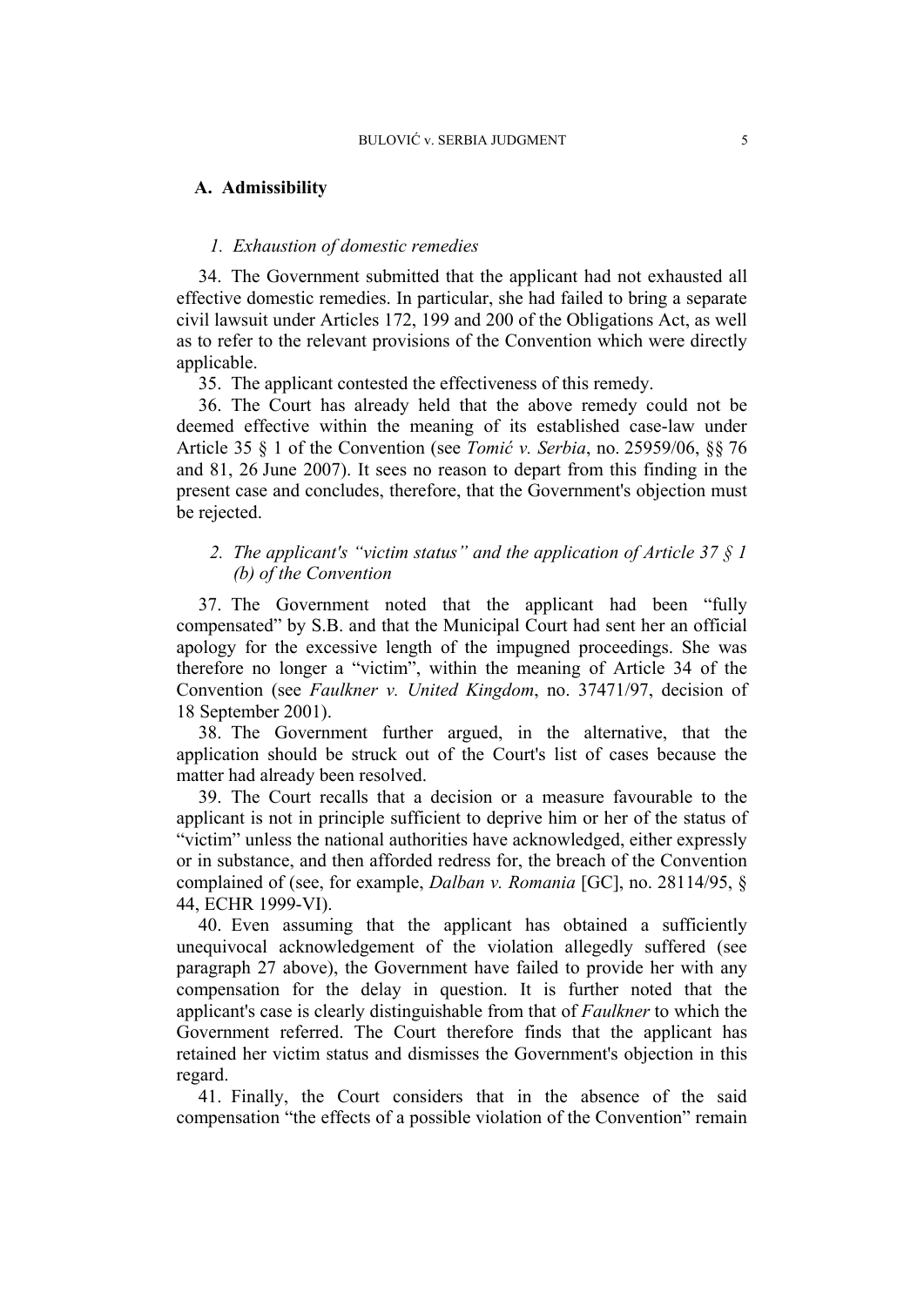### A. Admissibility

#### *1. Exhaustion of domestic remedies*

34. The Government submitted that the applicant had not exhausted all effective domestic remedies. In particular, she had failed to bring a separate civil lawsuit under Articles 172, 199 and 200 of the Obligations Act, as well as to refer to the relevant provisions of the Convention which were directly applicable.

35. The applicant contested the effectiveness of this remedy.

36. The Court has already held that the above remedy could not be deemed effective within the meaning of its established case-law under Article 35 § 1 of the Convention (see *Tomić v. Serbia*, no. 25959/06, §§ 76 and 81, 26 June 2007). It sees no reason to depart from this finding in the present case and concludes, therefore, that the Government's objection must be rejected.

#### *2. The applicant's "victim status" and the application of Article 37 § 1 (b) of the Convention*

37. The Government noted that the applicant had been "fully compensated" by S.B. and that the Municipal Court had sent her an official apology for the excessive length of the impugned proceedings. She was therefore no longer a "victim", within the meaning of Article 34 of the Convention (see *Faulkner v. United Kingdom*, no. 37471/97, decision of 18 September 2001).

38. The Government further argued, in the alternative, that the application should be struck out of the Court's list of cases because the matter had already been resolved.

39. The Court recalls that a decision or a measure favourable to the applicant is not in principle sufficient to deprive him or her of the status of "victim" unless the national authorities have acknowledged, either expressly or in substance, and then afforded redress for, the breach of the Convention complained of (see, for example, *Dalban v. Romania* [GC], no. 28114/95, § 44, ECHR 1999-VI).

40. Even assuming that the applicant has obtained a sufficiently unequivocal acknowledgement of the violation allegedly suffered (see paragraph 27 above), the Government have failed to provide her with any compensation for the delay in question. It is further noted that the applicant's case is clearly distinguishable from that of *Faulkner* to which the Government referred. The Court therefore finds that the applicant has retained her victim status and dismisses the Government's objection in this regard.

41. Finally, the Court considers that in the absence of the said compensation "the effects of a possible violation of the Convention" remain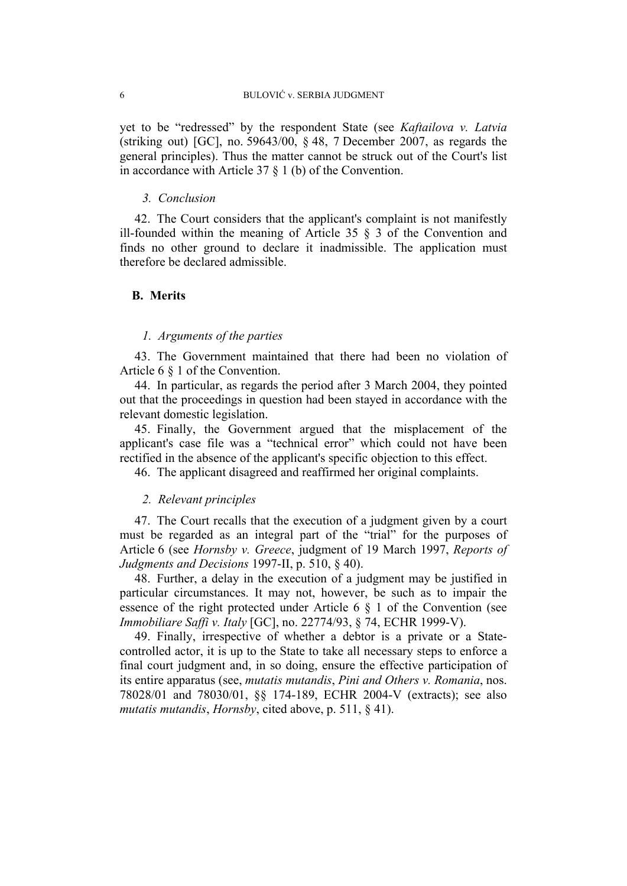yet to be "redressed" by the respondent State (see *Kaftailova v. Latvia* (striking out) [GC], no. 59643/00, § 48, 7 December 2007, as regards the general principles). Thus the matter cannot be struck out of the Court's list in accordance with Article 37 § 1 (b) of the Convention.

### *3. Conclusion*

42. The Court considers that the applicant's complaint is not manifestly ill-founded within the meaning of Article 35 § 3 of the Convention and finds no other ground to declare it inadmissible. The application must therefore be declared admissible.

## **B. Merits**

### *1. Arguments of the parties*

43. The Government maintained that there had been no violation of Article 6 § 1 of the Convention.

44. In particular, as regards the period after 3 March 2004, they pointed out that the proceedings in question had been stayed in accordance with the relevant domestic legislation.

45. Finally, the Government argued that the misplacement of the applicant's case file was a "technical error" which could not have been rectified in the absence of the applicant's specific objection to this effect.

46. The applicant disagreed and reaffirmed her original complaints.

### *2. Relevant principles*

47. The Court recalls that the execution of a judgment given by a court must be regarded as an integral part of the "trial" for the purposes of Article 6 (see *Hornsby v. Greece*, judgment of 19 March 1997, *Reports of Judgments and Decisions* 1997-II, p. 510, § 40).

48. Further, a delay in the execution of a judgment may be justified in particular circumstances. It may not, however, be such as to impair the essence of the right protected under Article 6 § 1 of the Convention (see *Immobiliare Saffi v. Italy* [GC], no. 22774/93, § 74, ECHR 1999-V).

49. Finally, irrespective of whether a debtor is a private or a State-controlled actor, it is up to the State to take all necessary steps to enforce a final court judgment and, in so doing, ensure the effective participation of its entire apparatus (see, *mutatis mutandis*, *Pini and Others v. Romania*, nos. 78028/01 and 78030/01, §§ 174-189, ECHR 2004-V (extracts); see also *mutatis mutandis*, *Hornsby*, cited above, p. 511, § 41).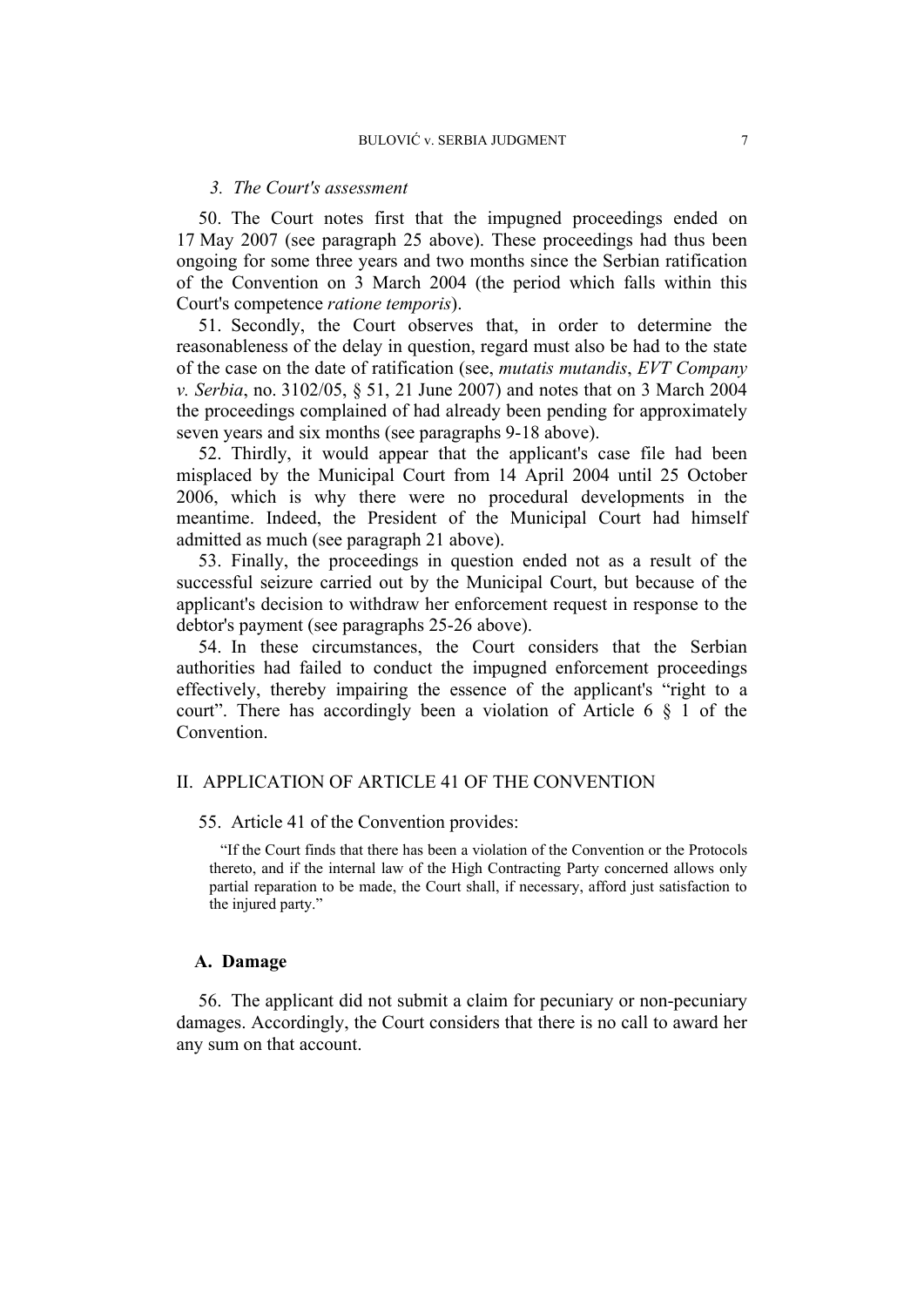### *3. The Court's assessment*

50. The Court notes first that the impugned proceedings ended on 17 May 2007 (see paragraph 25 above). These proceedings had thus been ongoing for some three years and two months since the Serbian ratification of the Convention on 3 March 2004 (the period which falls within this Court's competence *ratione temporis*).

51. Secondly, the Court observes that, in order to determine the reasonableness of the delay in question, regard must also be had to the state of the case on the date of ratification (see, *mutatis mutandis*, *EVT Company v. Serbia*, no. 3102/05, § 51, 21 June 2007) and notes that on 3 March 2004 the proceedings complained of had already been pending for approximately seven years and six months (see paragraphs 9-18 above).

52. Thirdly, it would appear that the applicant's case file had been misplaced by the Municipal Court from 14 April 2004 until 25 October 2006, which is why there were no procedural developments in the meantime. Indeed, the President of the Municipal Court had himself admitted as much (see paragraph 21 above).

53. Finally, the proceedings in question ended not as a result of the successful seizure carried out by the Municipal Court, but because of the applicant's decision to withdraw her enforcement request in response to the debtor's payment (see paragraphs 25-26 above).

54. In these circumstances, the Court considers that the Serbian authorities had failed to conduct the impugned enforcement proceedings effectively, thereby impairing the essence of the applicant's "right to a court". There has accordingly been a violation of Article 6 § 1 of the Convention.

## II. APPLICATION OF ARTICLE 41 OF THE CONVENTION

55. Article 41 of the Convention provides:

> "If the Court finds that there has been a violation of the Convention or the Protocols thereto, and if the internal law of the High Contracting Party concerned allows only partial reparation to be made, the Court shall, if necessary, afford just satisfaction to the injured party."

### A. Damage

56. The applicant did not submit a claim for pecuniary or non-pecuniary damages. Accordingly, the Court considers that there is no call to award her any sum on that account.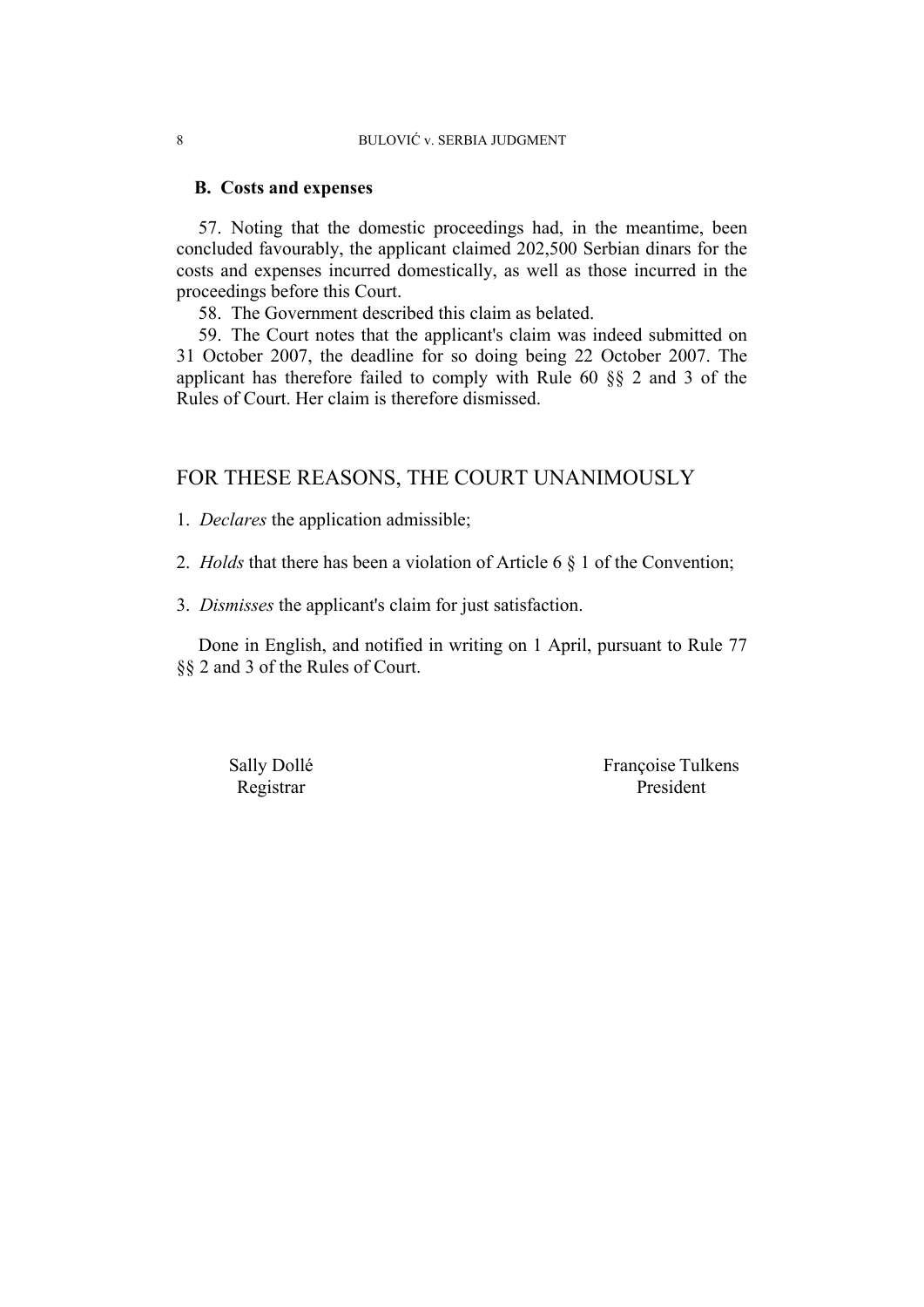### B. Costs and expenses

57. Noting that the domestic proceedings had, in the meantime, been concluded favourably, the applicant claimed 202,500 Serbian dinars for the costs and expenses incurred domestically, as well as those incurred in the proceedings before this Court.

58. The Government described this claim as belated.

59. The Court notes that the applicant's claim was indeed submitted on 31 October 2007, the deadline for so doing being 22 October 2007. The applicant has therefore failed to comply with Rule 60 §§ 2 and 3 of the Rules of Court. Her claim is therefore dismissed.

## FOR THESE REASONS, THE COURT UNANIMOUSLY

1. *Declares* the application admissible;

2. *Holds* that there has been a violation of Article 6 § 1 of the Convention;

3. *Dismisses* the applicant's claim for just satisfaction.

Done in English, and notified in writing on 1 April, pursuant to Rule 77 §§ 2 and 3 of the Rules of Court.

Sally Dollé
Registrar

Françoise Tulkens
President